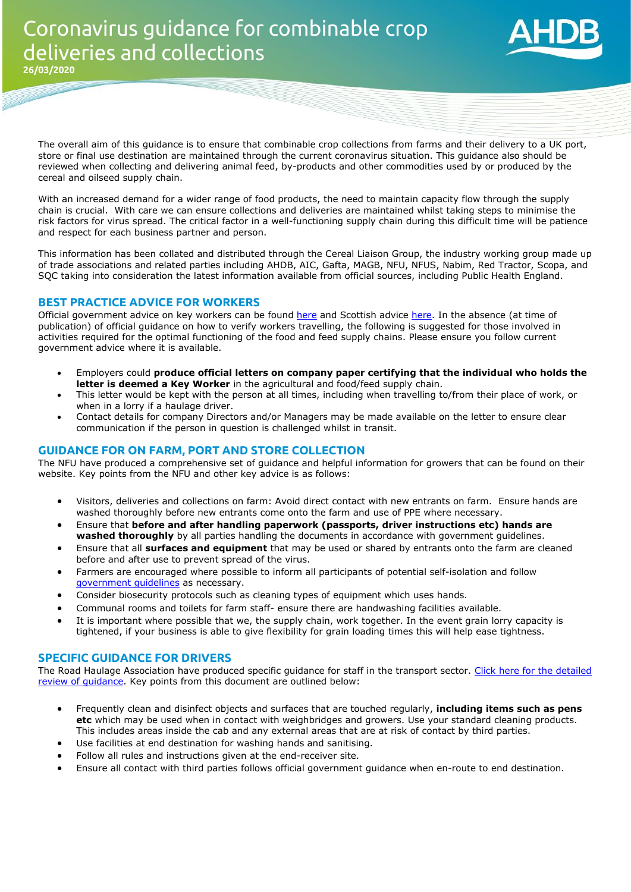# Coronavirus guidance for combinable crop deliveries and collections

**26/03/2020**

The overall aim of this guidance is to ensure that combinable crop collections from farms and their delivery to a UK port, store or final use destination are maintained through the current coronavirus situation. This guidance also should be reviewed when collecting and delivering animal feed, by-products and other commodities used by or produced by the cereal and oilseed supply chain.

With an increased demand for a wider range of food products, the need to maintain capacity flow through the supply chain is crucial. With care we can ensure collections and deliveries are maintained whilst taking steps to minimise the risk factors for virus spread. The critical factor in a well-functioning supply chain during this difficult time will be patience and respect for each business partner and person.

This information has been collated and distributed through the Cereal Liaison Group, the industry working group made up of trade associations and related parties including AHDB, AIC, Gafta, MAGB, NFU, NFUS, Nabim, Red Tractor, Scopa, and SQC taking into consideration the latest information available from official sources, including Public Health England.

## BEST PRACTICE ADVICE FOR WORKERS

Official government advice on key workers can be found here and Scottish advice here. In the absence (at time of publication) of official guidance on how to verify workers travelling, the following is suggested for those involved in activities required for the optimal functioning of the food and feed supply chains. Please ensure you follow current government advice where it is available.

- Employers could **produce official letters on company paper certifying that the individual who holds the letter is deemed a Key Worker** in the agricultural and food/feed supply chain.
- This letter would be kept with the person at all times, including when travelling to/from their place of work, or when in a lorry if a haulage driver.
- Contact details for company Directors and/or Managers may be made available on the letter to ensure clear communication if the person in question is challenged whilst in transit.

## GUIDANCE FOR ON FARM, PORT AND STORE COLLECTION

The NFU have produced a comprehensive set of guidance and helpful information for growers that can be found on their website. Key points from the NFU and other key advice is as follows:

- Visitors, deliveries and collections on farm: Avoid direct contact with new entrants on farm. Ensure hands are washed thoroughly before new entrants come onto the farm and use of PPE where necessary.
- Ensure that **before and after handling paperwork (passports, driver instructions etc) hands are washed thoroughly** by all parties handling the documents in accordance with government guidelines.
- Ensure that all **surfaces and equipment** that may be used or shared by entrants onto the farm are cleaned before and after use to prevent spread of the virus.
- Farmers are encouraged where possible to inform all participants of potential self-isolation and follow government guidelines as necessary.
- Consider biosecurity protocols such as cleaning types of equipment which uses hands.
- Communal rooms and toilets for farm staff- ensure there are handwashing facilities available.
- It is important where possible that we, the supply chain, work together. In the event grain lorry capacity is tightened, if your business is able to give flexibility for grain loading times this will help ease tightness.

## SPECIFIC GUIDANCE FOR DRIVERS

The Road Haulage Association have produced specific guidance for staff in the transport sector. Click here for the detailed review of guidance. Key points from this document are outlined below:

- Frequently clean and disinfect objects and surfaces that are touched regularly, **including items such as pens etc** which may be used when in contact with weighbridges and growers. Use your standard cleaning products. This includes areas inside the cab and any external areas that are at risk of contact by third parties.
- Use facilities at end destination for washing hands and sanitising.
- Follow all rules and instructions given at the end-receiver site.
- Ensure all contact with third parties follows official government guidance when en-route to end destination.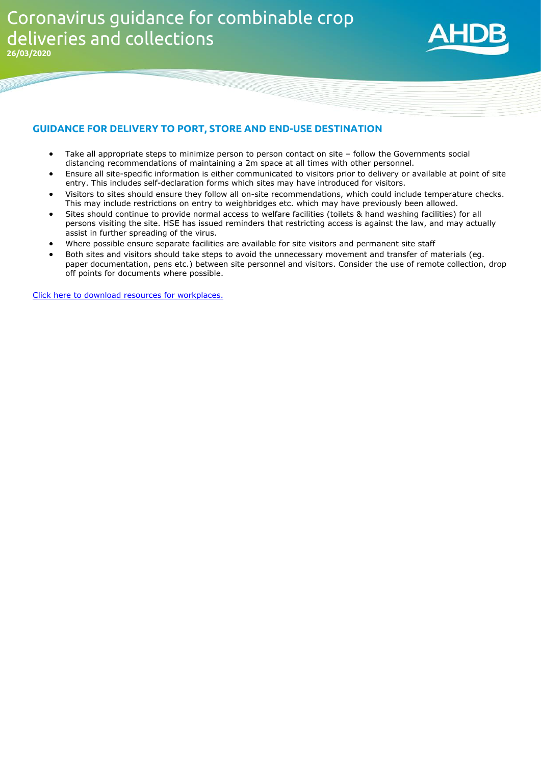# Coronavirus guidance for combinable crop deliveries and collections

**26/03/2020**

## GUIDANCE FOR DELIVERY TO PORT, STORE AND END-USE DESTINATION

- Take all appropriate steps to minimize person to person contact on site – follow the Governments social distancing recommendations of maintaining a 2m space at all times with other personnel.
- Ensure all site-specific information is either communicated to visitors prior to delivery or available at point of site entry. This includes self-declaration forms which sites may have introduced for visitors.
- Visitors to sites should ensure they follow all on-site recommendations, which could include temperature checks. This may include restrictions on entry to weighbridges etc. which may have previously been allowed.
- Sites should continue to provide normal access to welfare facilities (toilets & hand washing facilities) for all persons visiting the site. HSE has issued reminders that restricting access is against the law, and may actually assist in further spreading of the virus.
- Where possible ensure separate facilities are available for site visitors and permanent site staff
- Both sites and visitors should take steps to avoid the unnecessary movement and transfer of materials (eg. paper documentation, pens etc.) between site personnel and visitors. Consider the use of remote collection, drop off points for documents where possible.

Click here to download resources for workplaces.